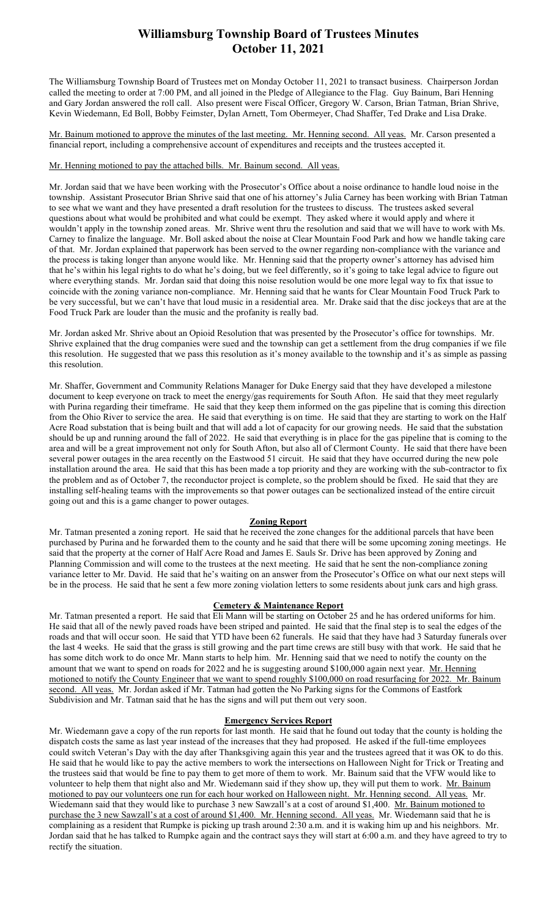# Williamsburg Township Board of Trustees Minutes
## October 11, 2021

The Williamsburg Township Board of Trustees met on Monday October 11, 2021 to transact business. Chairperson Jordan called the meeting to order at 7:00 PM, and all joined in the Pledge of Allegiance to the Flag. Guy Bainum, Bari Henning and Gary Jordan answered the roll call. Also present were Fiscal Officer, Gregory W. Carson, Brian Tatman, Brian Shrive, Kevin Wiedemann, Ed Boll, Bobby Feimster, Dylan Arnett, Tom Obermeyer, Chad Shaffer, Ted Drake and Lisa Drake.

Mr. Bainum motioned to approve the minutes of the last meeting. Mr. Henning second. All yeas. Mr. Carson presented a financial report, including a comprehensive account of expenditures and receipts and the trustees accepted it.

Mr. Henning motioned to pay the attached bills. Mr. Bainum second. All yeas.

Mr. Jordan said that we have been working with the Prosecutor's Office about a noise ordinance to handle loud noise in the township. Assistant Prosecutor Brian Shrive said that one of his attorney's Julia Carney has been working with Brian Tatman to see what we want and they have presented a draft resolution for the trustees to discuss. The trustees asked several questions about what would be prohibited and what could be exempt. They asked where it would apply and where it wouldn't apply in the township zoned areas. Mr. Shrive went thru the resolution and said that we will have to work with Ms. Carney to finalize the language. Mr. Boll asked about the noise at Clear Mountain Food Park and how we handle taking care of that. Mr. Jordan explained that paperwork has been served to the owner regarding non-compliance with the variance and the process is taking longer than anyone would like. Mr. Henning said that the property owner's attorney has advised him that he's within his legal rights to do what he's doing, but we feel differently, so it's going to take legal advice to figure out where everything stands. Mr. Jordan said that doing this noise resolution would be one more legal way to fix that issue to coincide with the zoning variance non-compliance. Mr. Henning said that he wants for Clear Mountain Food Truck Park to be very successful, but we can't have that loud music in a residential area. Mr. Drake said that the disc jockeys that are at the Food Truck Park are louder than the music and the profanity is really bad.

Mr. Jordan asked Mr. Shrive about an Opioid Resolution that was presented by the Prosecutor's office for townships. Mr. Shrive explained that the drug companies were sued and the township can get a settlement from the drug companies if we file this resolution. He suggested that we pass this resolution as it's money available to the township and it's as simple as passing this resolution.

Mr. Shaffer, Government and Community Relations Manager for Duke Energy said that they have developed a milestone document to keep everyone on track to meet the energy/gas requirements for South Afton. He said that they meet regularly with Purina regarding their timeframe. He said that they keep them informed on the gas pipeline that is coming this direction from the Ohio River to service the area. He said that everything is on time. He said that they are starting to work on the Half Acre Road substation that is being built and that will add a lot of capacity for our growing needs. He said that the substation should be up and running around the fall of 2022. He said that everything is in place for the gas pipeline that is coming to the area and will be a great improvement not only for South Afton, but also all of Clermont County. He said that there have been several power outages in the area recently on the Eastwood 51 circuit. He said that they have occurred during the new pole installation around the area. He said that this has been made a top priority and they are working with the sub-contractor to fix the problem and as of October 7, the reconductor project is complete, so the problem should be fixed. He said that they are installing self-healing teams with the improvements so that power outages can be sectionalized instead of the entire circuit going out and this is a game changer to power outages.

### Zoning Report

Mr. Tatman presented a zoning report. He said that he received the zone changes for the additional parcels that have been purchased by Purina and he forwarded them to the county and he said that there will be some upcoming zoning meetings. He said that the property at the corner of Half Acre Road and James E. Sauls Sr. Drive has been approved by Zoning and Planning Commission and will come to the trustees at the next meeting. He said that he sent the non-compliance zoning variance letter to Mr. David. He said that he's waiting on an answer from the Prosecutor's Office on what our next steps will be in the process. He said that he sent a few more zoning violation letters to some residents about junk cars and high grass.

### Cemetery & Maintenance Report

Mr. Tatman presented a report. He said that Eli Mann will be starting on October 25 and he has ordered uniforms for him. He said that all of the newly paved roads have been striped and painted. He said that the final step is to seal the edges of the roads and that will occur soon. He said that YTD have been 62 funerals. He said that they have had 3 Saturday funerals over the last 4 weeks. He said that the grass is still growing and the part time crews are still busy with that work. He said that he has some ditch work to do once Mr. Mann starts to help him. Mr. Henning said that we need to notify the county on the amount that we want to spend on roads for 2022 and he is suggesting around \$100,000 again next year. Mr. Henning motioned to notify the County Engineer that we want to spend roughly \$100,000 on road resurfacing for 2022. Mr. Bainum second. All yeas. Mr. Jordan asked if Mr. Tatman had gotten the No Parking signs for the Commons of Eastfork Subdivision and Mr. Tatman said that he has the signs and will put them out very soon.

### Emergency Services Report

Mr. Wiedemann gave a copy of the run reports for last month. He said that he found out today that the county is holding the dispatch costs the same as last year instead of the increases that they had proposed. He asked if the full-time employees could switch Veteran's Day with the day after Thanksgiving again this year and the trustees agreed that it was OK to do this. He said that he would like to pay the active members to work the intersections on Halloween Night for Trick or Treating and the trustees said that would be fine to pay them to get more of them to work. Mr. Bainum said that the VFW would like to volunteer to help them that night also and Mr. Wiedemann said if they show up, they will put them to work. Mr. Bainum motioned to pay our volunteers one run for each hour worked on Halloween night. Mr. Henning second. All yeas. Mr. Wiedemann said that they would like to purchase 3 new Sawzall's at a cost of around \$1,400. Mr. Bainum motioned to purchase the 3 new Sawzall's at a cost of around \$1,400. Mr. Henning second. All yeas. Mr. Wiedemann said that he is complaining as a resident that Rumpke is picking up trash around 2:30 a.m. and it is waking him up and his neighbors. Mr. Jordan said that he has talked to Rumpke again and the contract says they will start at 6:00 a.m. and they have agreed to try to rectify the situation.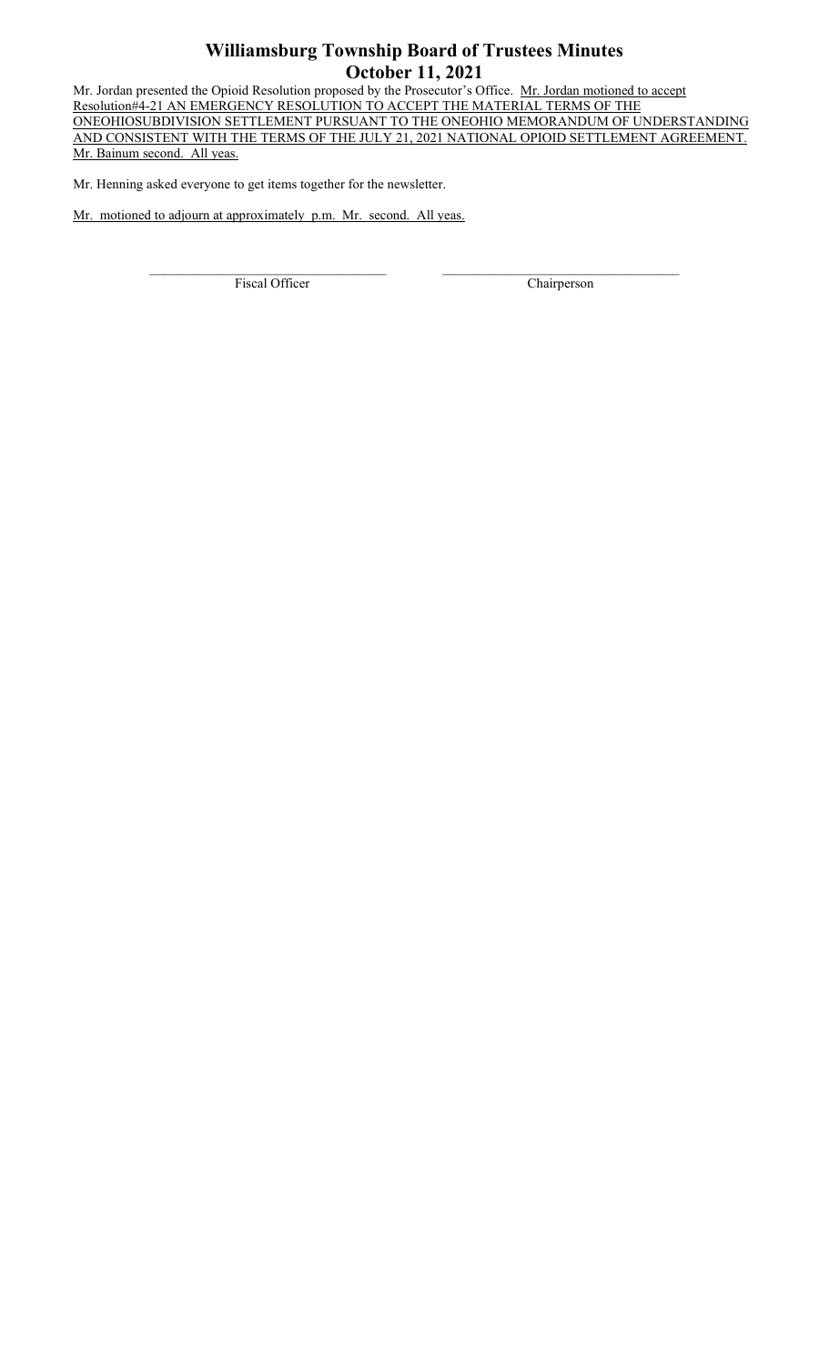# Williamsburg Township Board of Trustees Minutes
# October 11, 2021

Mr. Jordan presented the Opioid Resolution proposed by the Prosecutor's Office. Mr. Jordan motioned to accept Resolution#4-21 AN EMERGENCY RESOLUTION TO ACCEPT THE MATERIAL TERMS OF THE ONEOHIOSUBDIVISION SETTLEMENT PURSUANT TO THE ONEOHIO MEMORANDUM OF UNDERSTANDING AND CONSISTENT WITH THE TERMS OF THE JULY 21, 2021 NATIONAL OPIOID SETTLEMENT AGREEMENT. Mr. Bainum second. All yeas.

Mr. Henning asked everyone to get items together for the newsletter.

Mr. motioned to adjourn at approximately p.m. Mr. second. All yeas.

\_\_\_\_\_\_\_\_\_\_\_\_\_\_\_\_\_\_\_\_\_\_\_\_\_\_\_\_\_\_\_\_\_\_\_
Fiscal Officer

\_\_\_\_\_\_\_\_\_\_\_\_\_\_\_\_\_\_\_\_\_\_\_\_\_\_\_\_\_\_\_\_\_\_\_
Chairperson